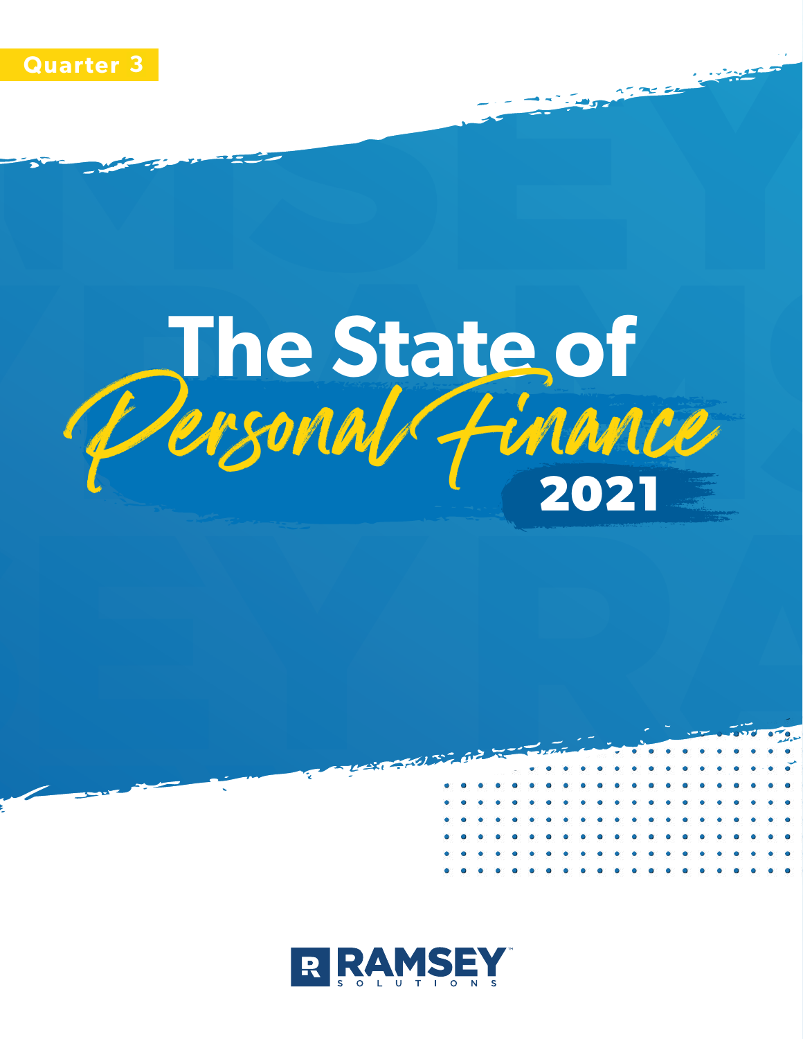Quarter 3

# The State of *Personal Finance* 2021

RAMSEY SOLUTIONS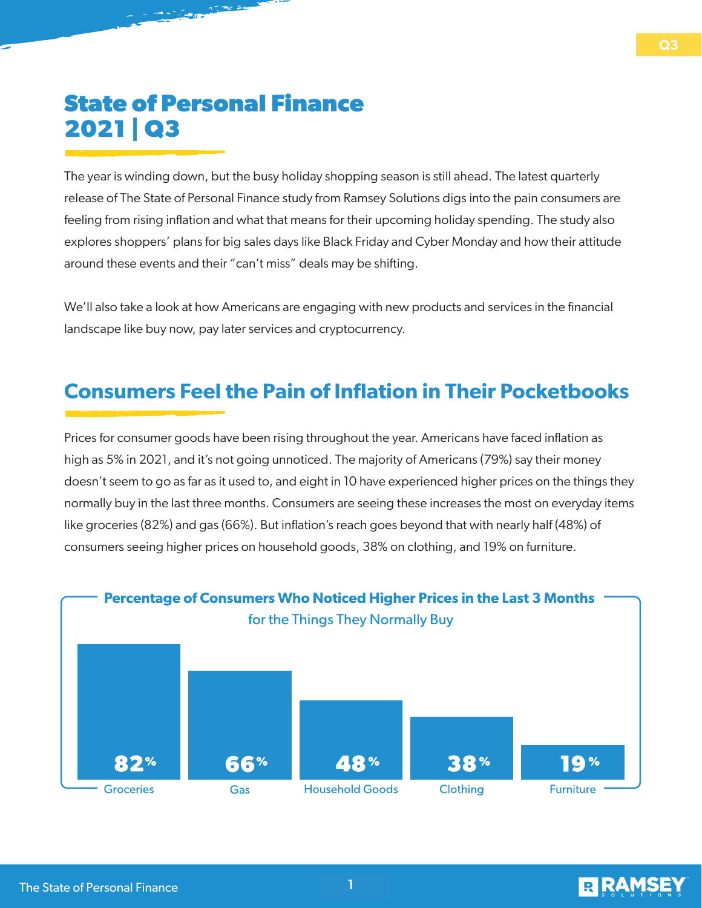# State of Personal Finance 2021 | Q3

The year is winding down, but the busy holiday shopping season is still ahead. The latest quarterly release of The State of Personal Finance study from Ramsey Solutions digs into the pain consumers are feeling from rising inflation and what that means for their upcoming holiday spending. The study also explores shoppers' plans for big sales days like Black Friday and Cyber Monday and how their attitude around these events and their "can't miss" deals may be shifting.

We'll also take a look at how Americans are engaging with new products and services in the financial landscape like buy now, pay later services and cryptocurrency.

## Consumers Feel the Pain of Inflation in Their Pocketbooks

Prices for consumer goods have been rising throughout the year. Americans have faced inflation as high as 5% in 2021, and it's not going unnoticed. The majority of Americans (79%) say their money doesn't seem to go as far as it used to, and eight in 10 have experienced higher prices on the things they normally buy in the last three months. Consumers are seeing these increases the most on everyday items like groceries (82%) and gas (66%). But inflation's reach goes beyond that with nearly half (48%) of consumers seeing higher prices on household goods, 38% on clothing, and 19% on furniture.

**Percentage of Consumers Who Noticed Higher Prices in the Last 3 Months for the Things They Normally Buy**

| Category | Percentage |
|---|---|
| Groceries | 82% |
| Gas | 66% |
| Household Goods | 48% |
| Clothing | 38% |
| Furniture | 19% |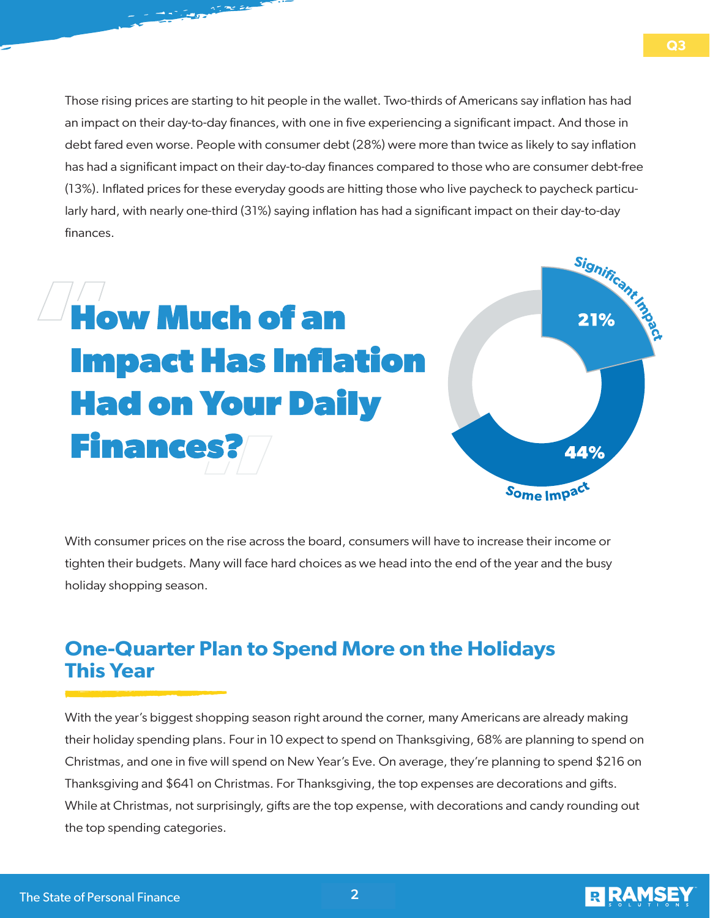Those rising prices are starting to hit people in the wallet. Two-thirds of Americans say inflation has had an impact on their day-to-day finances, with one in five experiencing a significant impact. And those in debt fared even worse. People with consumer debt (28%) were more than twice as likely to say inflation has had a significant impact on their day-to-day finances compared to those who are consumer debt-free (13%). Inflated prices for these everyday goods are hitting those who live paycheck to paycheck particularly hard, with nearly one-third (31%) saying inflation has had a significant impact on their day-to-day finances.

## How Much of an Impact Has Inflation Had on Your Daily Finances?

Significant Impact 21%

Some Impact 44%

With consumer prices on the rise across the board, consumers will have to increase their income or tighten their budgets. Many will face hard choices as we head into the end of the year and the busy holiday shopping season.

## One-Quarter Plan to Spend More on the Holidays This Year

With the year's biggest shopping season right around the corner, many Americans are already making their holiday spending plans. Four in 10 expect to spend on Thanksgiving, 68% are planning to spend on Christmas, and one in five will spend on New Year's Eve. On average, they're planning to spend $216 on Thanksgiving and $641 on Christmas. For Thanksgiving, the top expenses are decorations and gifts. While at Christmas, not surprisingly, gifts are the top expense, with decorations and candy rounding out the top spending categories.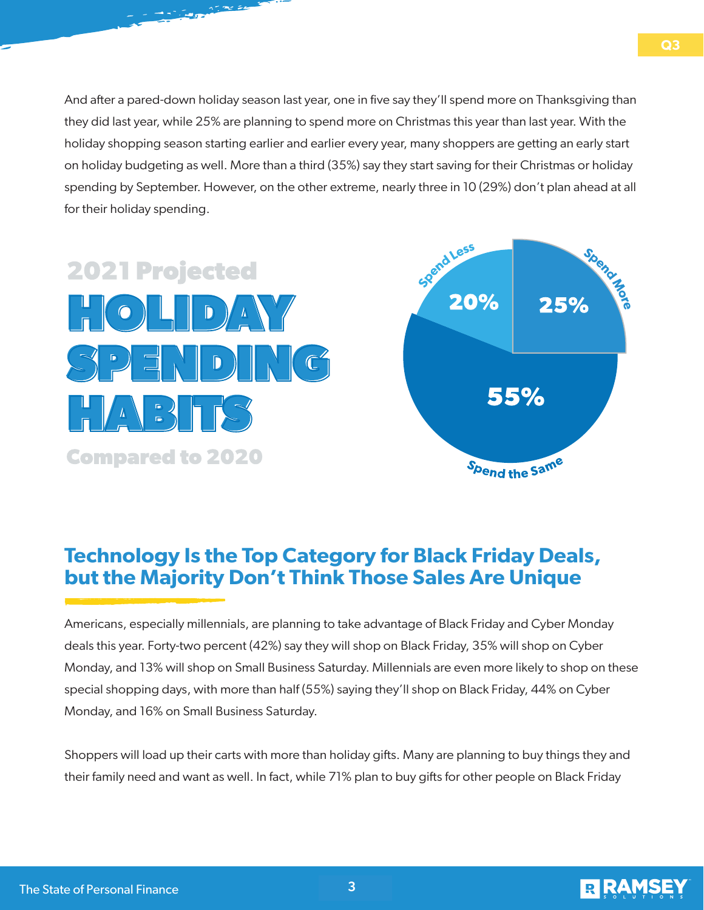And after a pared-down holiday season last year, one in five say they'll spend more on Thanksgiving than they did last year, while 25% are planning to spend more on Christmas this year than last year. With the holiday shopping season starting earlier and earlier every year, many shoppers are getting an early start on holiday budgeting as well. More than a third (35%) say they start saving for their Christmas or holiday spending by September. However, on the other extreme, nearly three in 10 (29%) don't plan ahead at all for their holiday spending.

**2021 Projected HOLIDAY SPENDING HABITS Compared to 2020**

| Category | Percentage |
| --- | --- |
| Spend Less | 20% |
| Spend More | 25% |
| Spend the Same | 55% |

## Technology Is the Top Category for Black Friday Deals, but the Majority Don't Think Those Sales Are Unique

Americans, especially millennials, are planning to take advantage of Black Friday and Cyber Monday deals this year. Forty-two percent (42%) say they will shop on Black Friday, 35% will shop on Cyber Monday, and 13% will shop on Small Business Saturday. Millennials are even more likely to shop on these special shopping days, with more than half (55%) saying they'll shop on Black Friday, 44% on Cyber Monday, and 16% on Small Business Saturday.

Shoppers will load up their carts with more than holiday gifts. Many are planning to buy things they and their family need and want as well. In fact, while 71% plan to buy gifts for other people on Black Friday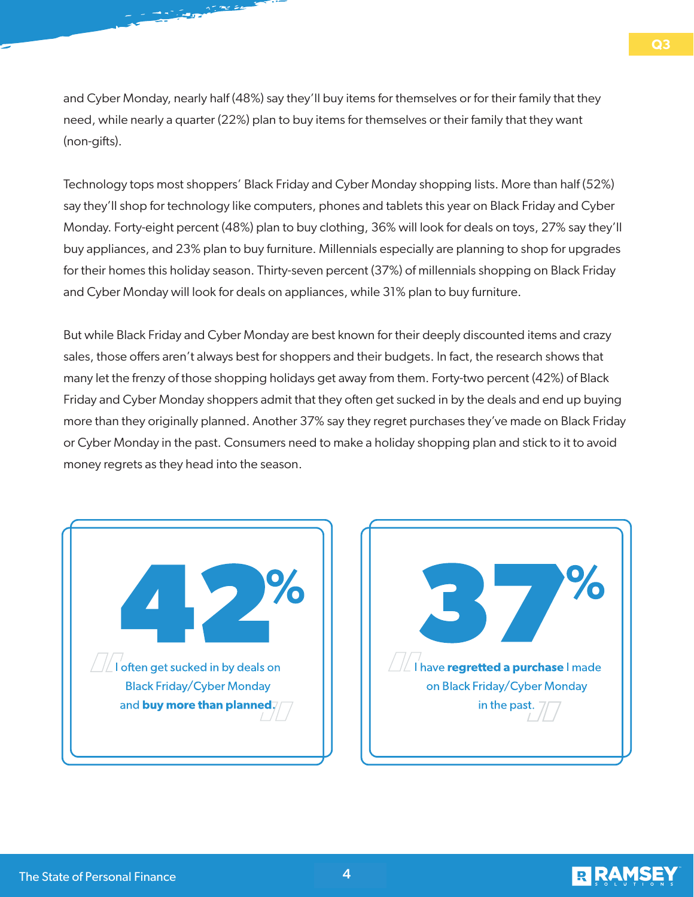and Cyber Monday, nearly half (48%) say they'll buy items for themselves or for their family that they need, while nearly a quarter (22%) plan to buy items for themselves or their family that they want (non-gifts).

Technology tops most shoppers' Black Friday and Cyber Monday shopping lists. More than half (52%) say they'll shop for technology like computers, phones and tablets this year on Black Friday and Cyber Monday. Forty-eight percent (48%) plan to buy clothing, 36% will look for deals on toys, 27% say they'll buy appliances, and 23% plan to buy furniture. Millennials especially are planning to shop for upgrades for their homes this holiday season. Thirty-seven percent (37%) of millennials shopping on Black Friday and Cyber Monday will look for deals on appliances, while 31% plan to buy furniture.

But while Black Friday and Cyber Monday are best known for their deeply discounted items and crazy sales, those offers aren't always best for shoppers and their budgets. In fact, the research shows that many let the frenzy of those shopping holidays get away from them. Forty-two percent (42%) of Black Friday and Cyber Monday shoppers admit that they often get sucked in by the deals and end up buying more than they originally planned. Another 37% say they regret purchases they've made on Black Friday or Cyber Monday in the past. Consumers need to make a holiday shopping plan and stick to it to avoid money regrets as they head into the season.

**42%**

"I often get sucked in by deals on Black Friday/Cyber Monday and **buy more than planned**."

**37%**

"I have **regretted a purchase** I made on Black Friday/Cyber Monday in the past."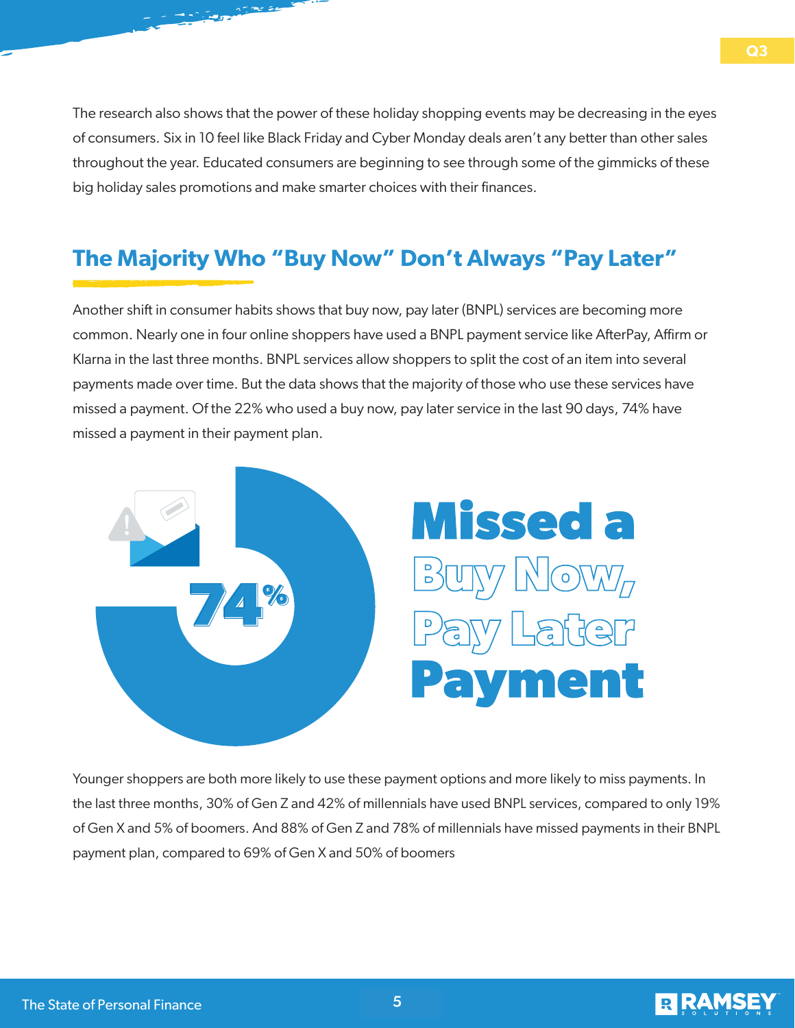The research also shows that the power of these holiday shopping events may be decreasing in the eyes of consumers. Six in 10 feel like Black Friday and Cyber Monday deals aren't any better than other sales throughout the year. Educated consumers are beginning to see through some of the gimmicks of these big holiday sales promotions and make smarter choices with their finances.

## The Majority Who "Buy Now" Don't Always "Pay Later"

Another shift in consumer habits shows that buy now, pay later (BNPL) services are becoming more common. Nearly one in four online shoppers have used a BNPL payment service like AfterPay, Affirm or Klarna in the last three months. BNPL services allow shoppers to split the cost of an item into several payments made over time. But the data shows that the majority of those who use these services have missed a payment. Of the 22% who used a buy now, pay later service in the last 90 days, 74% have missed a payment in their payment plan.

**74%**

**Missed a Buy Now, Pay Later Payment**

Younger shoppers are both more likely to use these payment options and more likely to miss payments. In the last three months, 30% of Gen Z and 42% of millennials have used BNPL services, compared to only 19% of Gen X and 5% of boomers. And 88% of Gen Z and 78% of millennials have missed payments in their BNPL payment plan, compared to 69% of Gen X and 50% of boomers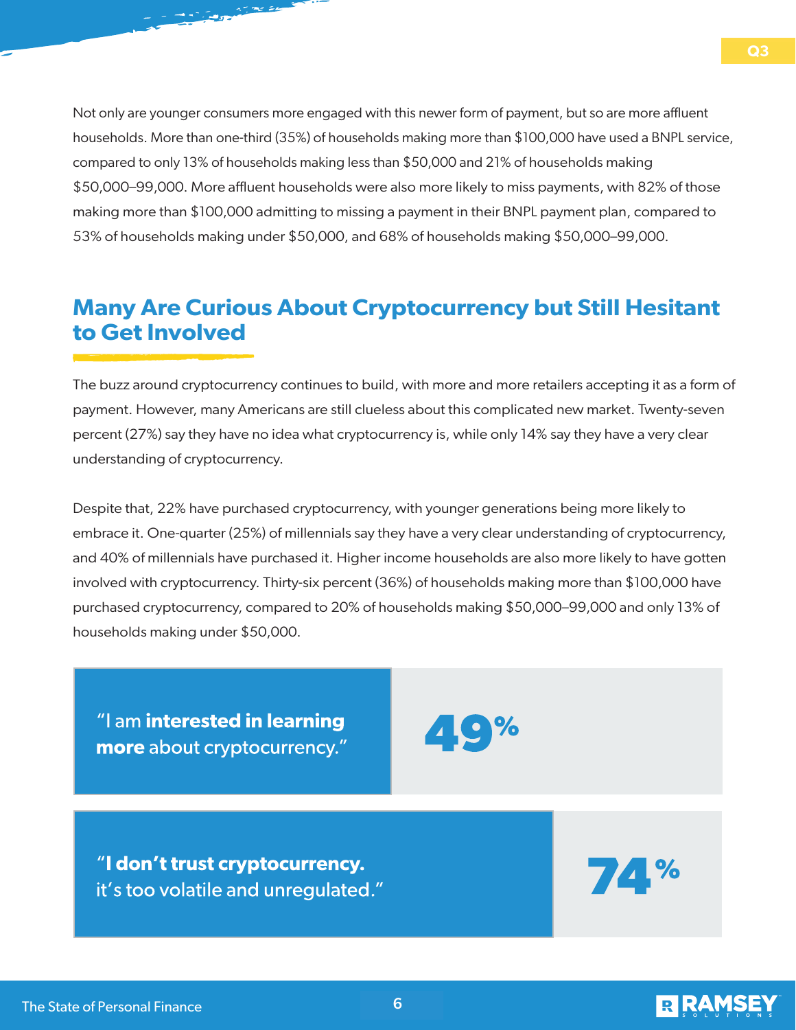Not only are younger consumers more engaged with this newer form of payment, but so are more affluent households. More than one-third (35%) of households making more than $100,000 have used a BNPL service, compared to only 13% of households making less than $50,000 and 21% of households making $50,000–99,000. More affluent households were also more likely to miss payments, with 82% of those making more than $100,000 admitting to missing a payment in their BNPL payment plan, compared to 53% of households making under $50,000, and 68% of households making $50,000–99,000.

## Many Are Curious About Cryptocurrency but Still Hesitant to Get Involved

The buzz around cryptocurrency continues to build, with more and more retailers accepting it as a form of payment. However, many Americans are still clueless about this complicated new market. Twenty-seven percent (27%) say they have no idea what cryptocurrency is, while only 14% say they have a very clear understanding of cryptocurrency.

Despite that, 22% have purchased cryptocurrency, with younger generations being more likely to embrace it. One-quarter (25%) of millennials say they have a very clear understanding of cryptocurrency, and 40% of millennials have purchased it. Higher income households are also more likely to have gotten involved with cryptocurrency. Thirty-six percent (36%) of households making more than $100,000 have purchased cryptocurrency, compared to 20% of households making $50,000–99,000 and only 13% of households making under $50,000.

"I am **interested in learning more** about cryptocurrency." **49%**

"**I don't trust cryptocurrency.** it's too volatile and unregulated." **74%**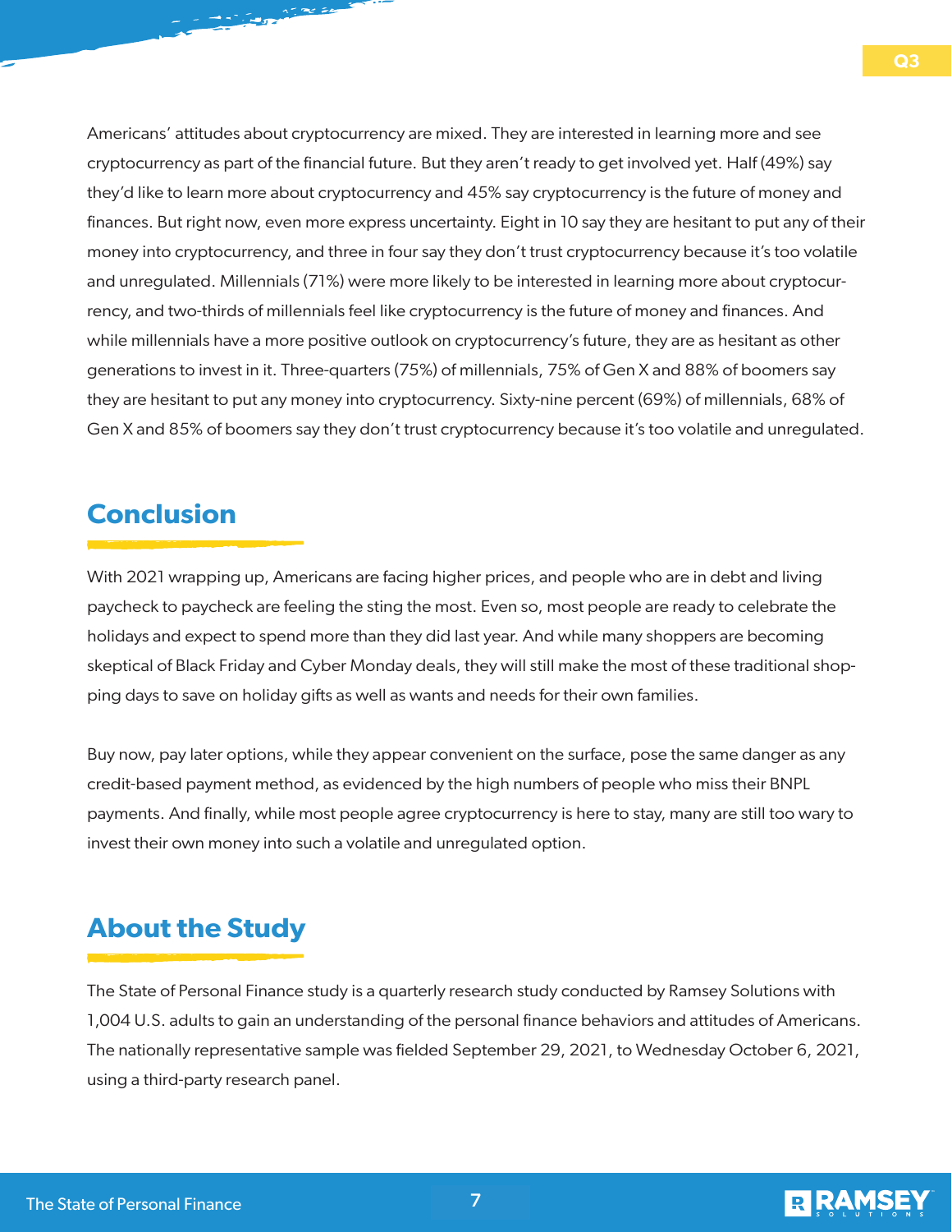Americans' attitudes about cryptocurrency are mixed. They are interested in learning more and see cryptocurrency as part of the financial future. But they aren't ready to get involved yet. Half (49%) say they'd like to learn more about cryptocurrency and 45% say cryptocurrency is the future of money and finances. But right now, even more express uncertainty. Eight in 10 say they are hesitant to put any of their money into cryptocurrency, and three in four say they don't trust cryptocurrency because it's too volatile and unregulated. Millennials (71%) were more likely to be interested in learning more about cryptocurrency, and two-thirds of millennials feel like cryptocurrency is the future of money and finances. And while millennials have a more positive outlook on cryptocurrency's future, they are as hesitant as other generations to invest in it. Three-quarters (75%) of millennials, 75% of Gen X and 88% of boomers say they are hesitant to put any money into cryptocurrency. Sixty-nine percent (69%) of millennials, 68% of Gen X and 85% of boomers say they don't trust cryptocurrency because it's too volatile and unregulated.

## Conclusion

With 2021 wrapping up, Americans are facing higher prices, and people who are in debt and living paycheck to paycheck are feeling the sting the most. Even so, most people are ready to celebrate the holidays and expect to spend more than they did last year. And while many shoppers are becoming skeptical of Black Friday and Cyber Monday deals, they will still make the most of these traditional shopping days to save on holiday gifts as well as wants and needs for their own families.

Buy now, pay later options, while they appear convenient on the surface, pose the same danger as any credit-based payment method, as evidenced by the high numbers of people who miss their BNPL payments. And finally, while most people agree cryptocurrency is here to stay, many are still too wary to invest their own money into such a volatile and unregulated option.

## About the Study

The State of Personal Finance study is a quarterly research study conducted by Ramsey Solutions with 1,004 U.S. adults to gain an understanding of the personal finance behaviors and attitudes of Americans. The nationally representative sample was fielded September 29, 2021, to Wednesday October 6, 2021, using a third-party research panel.